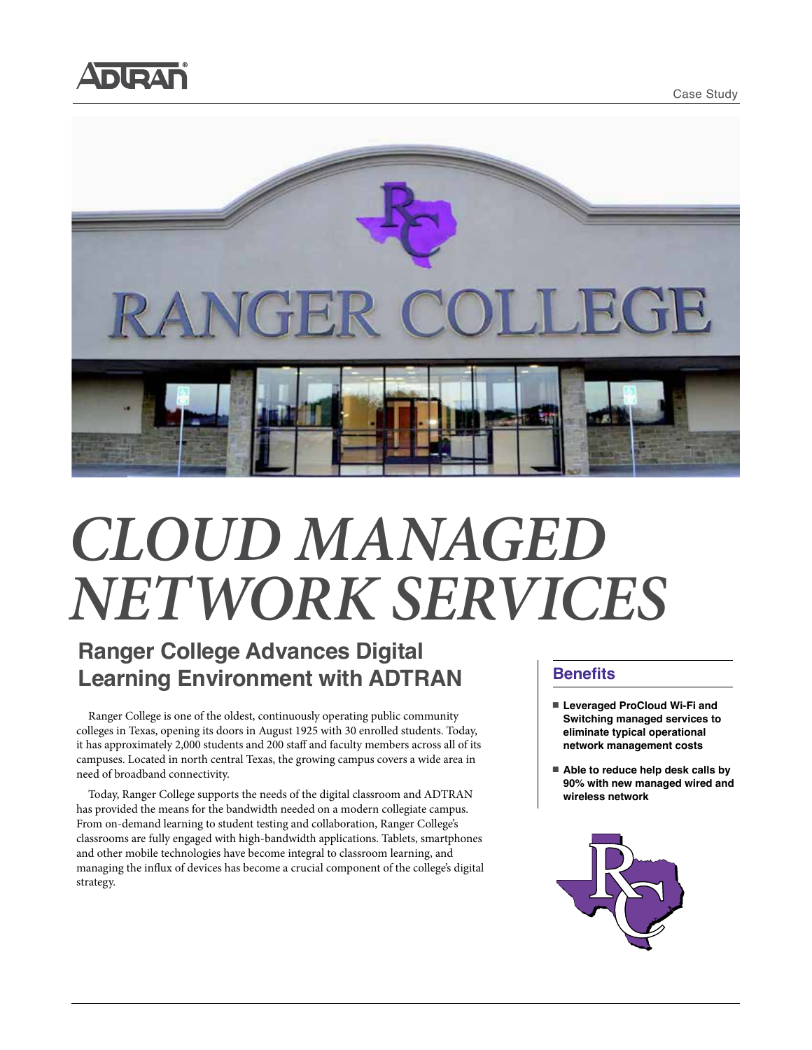# CLOUD MANAGED NETWORK SERVICES

## Ranger College Advances Digital Learning Environment with ADTRAN

Ranger College is one of the oldest, continuously operating public community colleges in Texas, opening its doors in August 1925 with 30 enrolled students. Today, it has approximately 2,000 students and 200 staff and faculty members across all of its campuses. Located in north central Texas, the growing campus covers a wide area in need of broadband connectivity.

Today, Ranger College supports the needs of the digital classroom and ADTRAN has provided the means for the bandwidth needed on a modern collegiate campus. From on-demand learning to student testing and collaboration, Ranger College's classrooms are fully engaged with high-bandwidth applications. Tablets, smartphones and other mobile technologies have become integral to classroom learning, and managing the influx of devices has become a crucial component of the college's digital strategy.

### Benefits

- **Leveraged ProCloud Wi-Fi and Switching managed services to eliminate typical operational network management costs**
- **Able to reduce help desk calls by 90% with new managed wired and wireless network**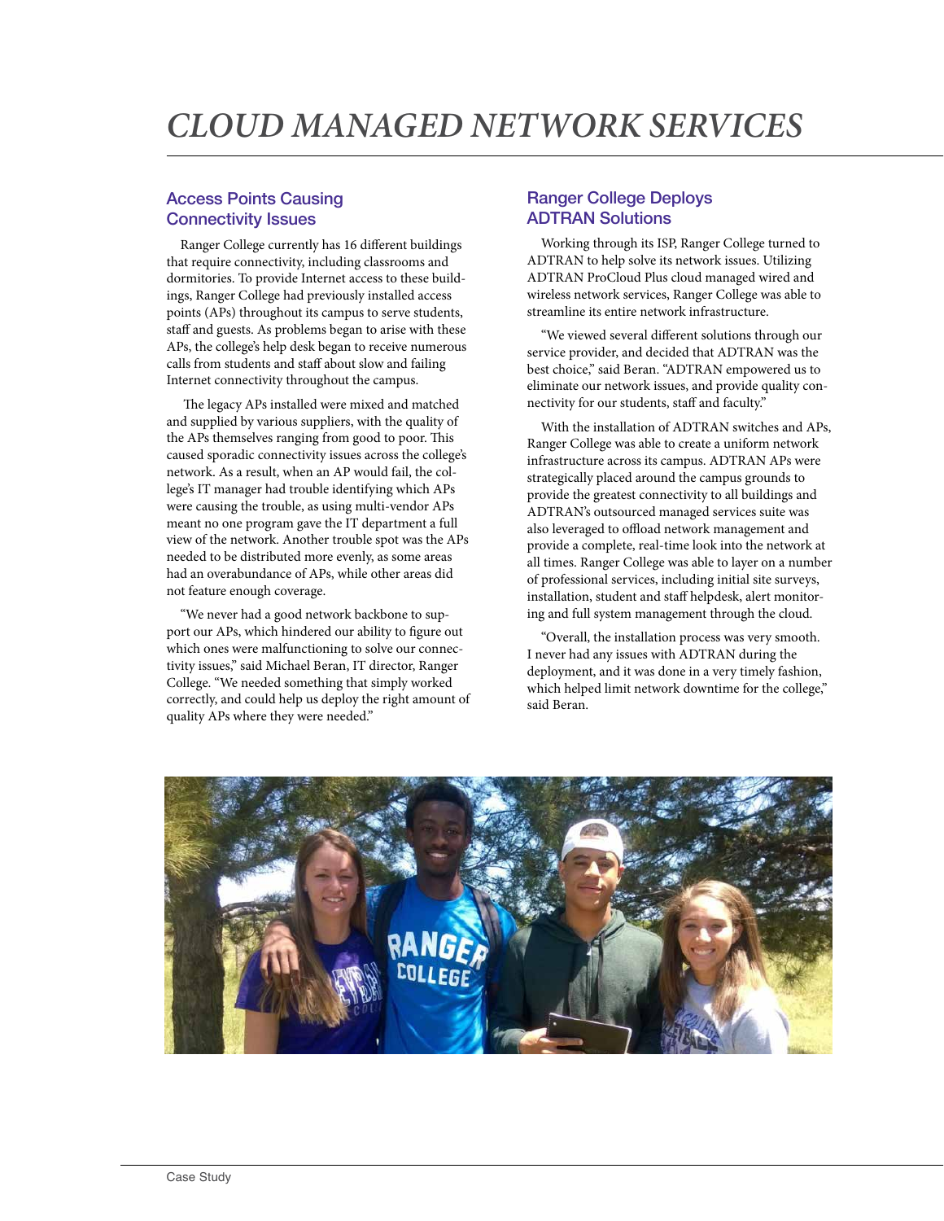# CLOUD MANAGED NETWORK SERVICES

## Access Points Causing Connectivity Issues

Ranger College currently has 16 different buildings that require connectivity, including classrooms and dormitories. To provide Internet access to these buildings, Ranger College had previously installed access points (APs) throughout its campus to serve students, staff and guests. As problems began to arise with these APs, the college's help desk began to receive numerous calls from students and staff about slow and failing Internet connectivity throughout the campus.

The legacy APs installed were mixed and matched and supplied by various suppliers, with the quality of the APs themselves ranging from good to poor. This caused sporadic connectivity issues across the college's network. As a result, when an AP would fail, the college's IT manager had trouble identifying which APs were causing the trouble, as using multi-vendor APs meant no one program gave the IT department a full view of the network. Another trouble spot was the APs needed to be distributed more evenly, as some areas had an overabundance of APs, while other areas did not feature enough coverage.

"We never had a good network backbone to support our APs, which hindered our ability to figure out which ones were malfunctioning to solve our connectivity issues," said Michael Beran, IT director, Ranger College. "We needed something that simply worked correctly, and could help us deploy the right amount of quality APs where they were needed."

## Ranger College Deploys ADTRAN Solutions

Working through its ISP, Ranger College turned to ADTRAN to help solve its network issues. Utilizing ADTRAN ProCloud Plus cloud managed wired and wireless network services, Ranger College was able to streamline its entire network infrastructure.

"We viewed several different solutions through our service provider, and decided that ADTRAN was the best choice," said Beran. "ADTRAN empowered us to eliminate our network issues, and provide quality connectivity for our students, staff and faculty."

With the installation of ADTRAN switches and APs, Ranger College was able to create a uniform network infrastructure across its campus. ADTRAN APs were strategically placed around the campus grounds to provide the greatest connectivity to all buildings and ADTRAN's outsourced managed services suite was also leveraged to offload network management and provide a complete, real-time look into the network at all times. Ranger College was able to layer on a number of professional services, including initial site surveys, installation, student and staff helpdesk, alert monitoring and full system management through the cloud.

"Overall, the installation process was very smooth. I never had any issues with ADTRAN during the deployment, and it was done in a very timely fashion, which helped limit network downtime for the college," said Beran.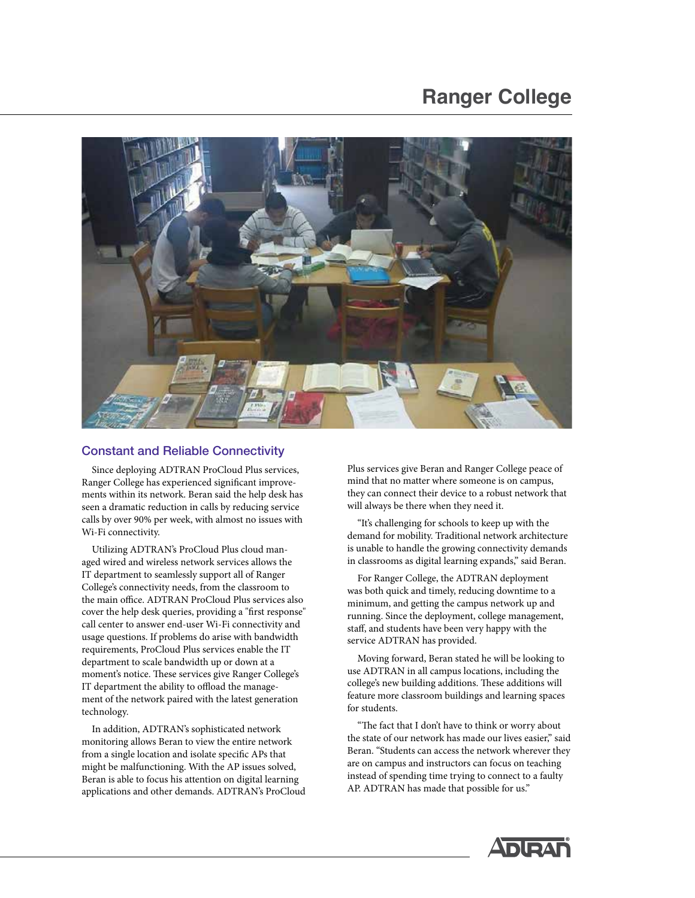# Ranger College

## Constant and Reliable Connectivity

Since deploying ADTRAN ProCloud Plus services, Ranger College has experienced significant improvements within its network. Beran said the help desk has seen a dramatic reduction in calls by reducing service calls by over 90% per week, with almost no issues with Wi-Fi connectivity.

Utilizing ADTRAN's ProCloud Plus cloud managed wired and wireless network services allows the IT department to seamlessly support all of Ranger College's connectivity needs, from the classroom to the main office. ADTRAN ProCloud Plus services also cover the help desk queries, providing a "first response" call center to answer end-user Wi-Fi connectivity and usage questions. If problems do arise with bandwidth requirements, ProCloud Plus services enable the IT department to scale bandwidth up or down at a moment's notice. These services give Ranger College's IT department the ability to offload the management of the network paired with the latest generation technology.

In addition, ADTRAN's sophisticated network monitoring allows Beran to view the entire network from a single location and isolate specific APs that might be malfunctioning. With the AP issues solved, Beran is able to focus his attention on digital learning applications and other demands. ADTRAN's ProCloud Plus services give Beran and Ranger College peace of mind that no matter where someone is on campus, they can connect their device to a robust network that will always be there when they need it.

"It's challenging for schools to keep up with the demand for mobility. Traditional network architecture is unable to handle the growing connectivity demands in classrooms as digital learning expands," said Beran.

For Ranger College, the ADTRAN deployment was both quick and timely, reducing downtime to a minimum, and getting the campus network up and running. Since the deployment, college management, staff, and students have been very happy with the service ADTRAN has provided.

Moving forward, Beran stated he will be looking to use ADTRAN in all campus locations, including the college's new building additions. These additions will feature more classroom buildings and learning spaces for students.

"The fact that I don't have to think or worry about the state of our network has made our lives easier," said Beran. "Students can access the network wherever they are on campus and instructors can focus on teaching instead of spending time trying to connect to a faulty AP. ADTRAN has made that possible for us."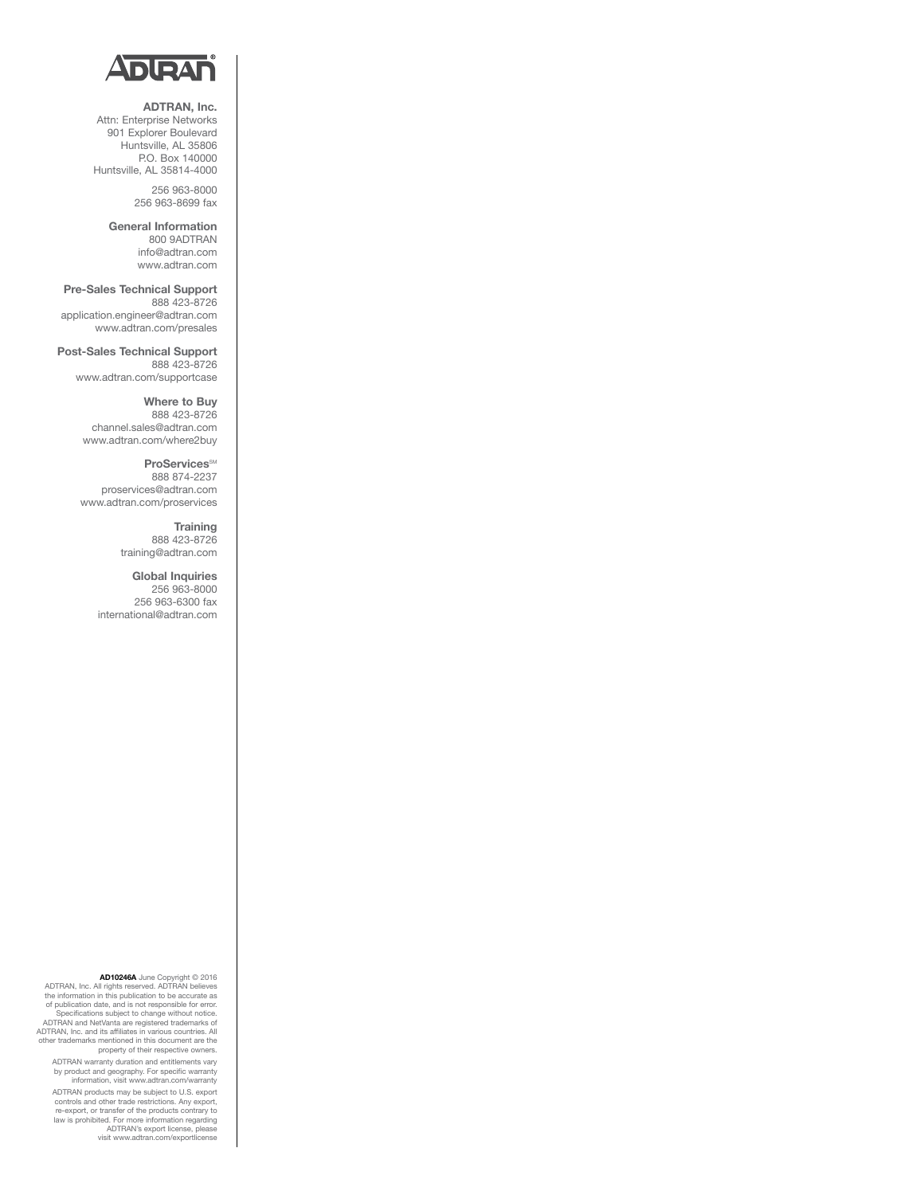**ADTRAN, Inc.**
Attn: Enterprise Networks
901 Explorer Boulevard
Huntsville, AL 35806
P.O. Box 140000
Huntsville, AL 35814-4000

256 963-8000
256 963-8699 fax

**General Information**
800 9ADTRAN
info@adtran.com
www.adtran.com

**Pre-Sales Technical Support**
888 423-8726
application.engineer@adtran.com
www.adtran.com/presales

**Post-Sales Technical Support**
888 423-8726
www.adtran.com/supportcase

**Where to Buy**
888 423-8726
channel.sales@adtran.com
www.adtran.com/where2buy

**ProServices**SM
888 874-2237
proservices@adtran.com
www.adtran.com/proservices

**Training**
888 423-8726
training@adtran.com

**Global Inquiries**
256 963-8000
256 963-6300 fax
international@adtran.com

**AD10246A** June Copyright © 2016
ADTRAN, Inc. All rights reserved. ADTRAN believes the information in this publication to be accurate as of publication date, and is not responsible for error. Specifications subject to change without notice. ADTRAN and NetVanta are registered trademarks of ADTRAN, Inc. and its affiliates in various countries. All other trademarks mentioned in this document are the property of their respective owners.

ADTRAN warranty duration and entitlements vary by product and geography. For specific warranty information, visit www.adtran.com/warranty

ADTRAN products may be subject to U.S. export controls and other trade restrictions. Any export, re-export, or transfer of the products contrary to law is prohibited. For more information regarding ADTRAN's export license, please visit www.adtran.com/exportlicense